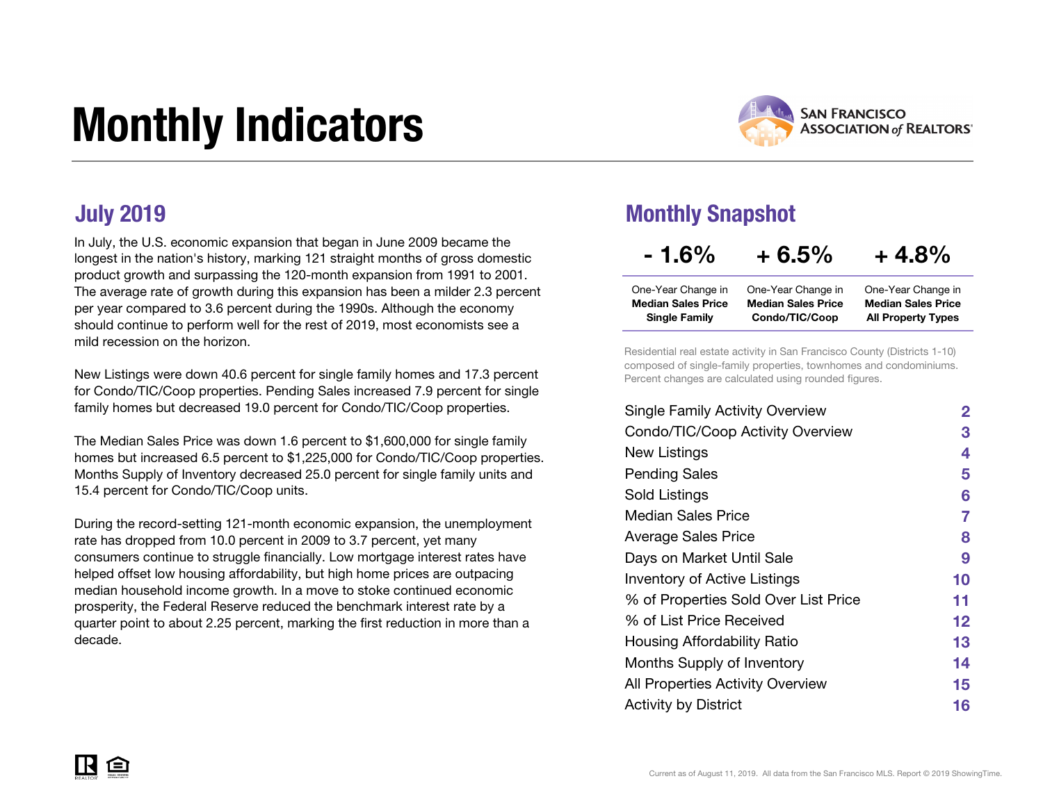# Monthly Indicators

SAN FRANCISCO ASSOCIATION *of* REALTORS®

## July 2019

In July, the U.S. economic expansion that began in June 2009 became the longest in the nation's history, marking 121 straight months of gross domestic product growth and surpassing the 120-month expansion from 1991 to 2001. The average rate of growth during this expansion has been a milder 2.3 percent per year compared to 3.6 percent during the 1990s. Although the economy should continue to perform well for the rest of 2019, most economists see a mild recession on the horizon.

New Listings were down 40.6 percent for single family homes and 17.3 percent for Condo/TIC/Coop properties. Pending Sales increased 7.9 percent for single family homes but decreased 19.0 percent for Condo/TIC/Coop properties.

The Median Sales Price was down 1.6 percent to $1,600,000 for single family homes but increased 6.5 percent to $1,225,000 for Condo/TIC/Coop properties. Months Supply of Inventory decreased 25.0 percent for single family units and 15.4 percent for Condo/TIC/Coop units.

During the record-setting 121-month economic expansion, the unemployment rate has dropped from 10.0 percent in 2009 to 3.7 percent, yet many consumers continue to struggle financially. Low mortgage interest rates have helped offset low housing affordability, but high home prices are outpacing median household income growth. In a move to stoke continued economic prosperity, the Federal Reserve reduced the benchmark interest rate by a quarter point to about 2.25 percent, marking the first reduction in more than a decade.

## Monthly Snapshot

| - 1.6% | + 6.5% | + 4.8% |
|---|---|---|
| One-Year Change in **Median Sales Price Single Family** | One-Year Change in **Median Sales Price Condo/TIC/Coop** | One-Year Change in **Median Sales Price All Property Types** |

Residential real estate activity in San Francisco County (Districts 1-10) composed of single-family properties, townhomes and condominiums. Percent changes are calculated using rounded figures.

| | |
|---|---|
| Single Family Activity Overview | 2 |
| Condo/TIC/Coop Activity Overview | 3 |
| New Listings | 4 |
| Pending Sales | 5 |
| Sold Listings | 6 |
| Median Sales Price | 7 |
| Average Sales Price | 8 |
| Days on Market Until Sale | 9 |
| Inventory of Active Listings | 10 |
| % of Properties Sold Over List Price | 11 |
| % of List Price Received | 12 |
| Housing Affordability Ratio | 13 |
| Months Supply of Inventory | 14 |
| All Properties Activity Overview | 15 |
| Activity by District | 16 |

Current as of August 11, 2019. All data from the San Francisco MLS. Report © 2019 ShowingTime.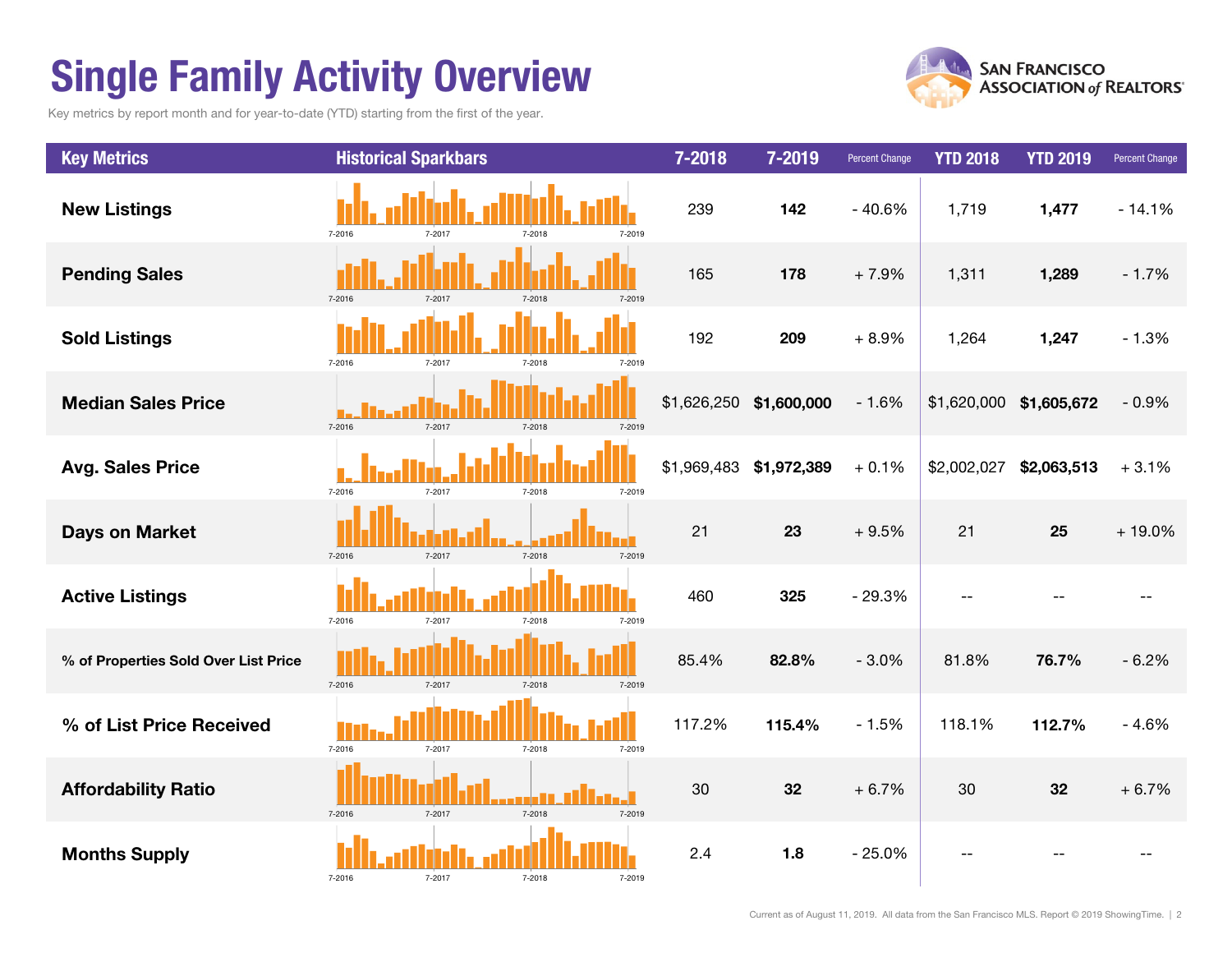# Single Family Activity Overview

Key metrics by report month and for year-to-date (YTD) starting from the first of the year.

SAN FRANCISCO ASSOCIATION of REALTORS®

| Key Metrics | Historical Sparkbars | 7-2018 | 7-2019 | Percent Change | YTD 2018 | YTD 2019 | Percent Change |
|---|---|---|---|---|---|---|---|
| New Listings | 7-2016 7-2017 7-2018 7-2019 | 239 | **142** | - 40.6% | 1,719 | **1,477** | - 14.1% |
| Pending Sales | 7-2016 7-2017 7-2018 7-2019 | 165 | **178** | + 7.9% | 1,311 | **1,289** | - 1.7% |
| Sold Listings | 7-2016 7-2017 7-2018 7-2019 | 192 | **209** | + 8.9% | 1,264 | **1,247** | - 1.3% |
| Median Sales Price | 7-2016 7-2017 7-2018 7-2019 | $1,626,250 | **$1,600,000** | - 1.6% | $1,620,000 | **$1,605,672** | - 0.9% |
| Avg. Sales Price | 7-2016 7-2017 7-2018 7-2019 | $1,969,483 | **$1,972,389** | + 0.1% | $2,002,027 | **$2,063,513** | + 3.1% |
| Days on Market | 7-2016 7-2017 7-2018 7-2019 | 21 | **23** | + 9.5% | 21 | **25** | + 19.0% |
| Active Listings | 7-2016 7-2017 7-2018 7-2019 | 460 | **325** | - 29.3% | -- | -- | -- |
| % of Properties Sold Over List Price | 7-2016 7-2017 7-2018 7-2019 | 85.4% | **82.8%** | - 3.0% | 81.8% | **76.7%** | - 6.2% |
| % of List Price Received | 7-2016 7-2017 7-2018 7-2019 | 117.2% | **115.4%** | - 1.5% | 118.1% | **112.7%** | - 4.6% |
| Affordability Ratio | 7-2016 7-2017 7-2018 7-2019 | 30 | **32** | + 6.7% | 30 | **32** | + 6.7% |
| Months Supply | 7-2016 7-2017 7-2018 7-2019 | 2.4 | **1.8** | - 25.0% | -- | -- | -- |

Current as of August 11, 2019. All data from the San Francisco MLS. Report © 2019 ShowingTime.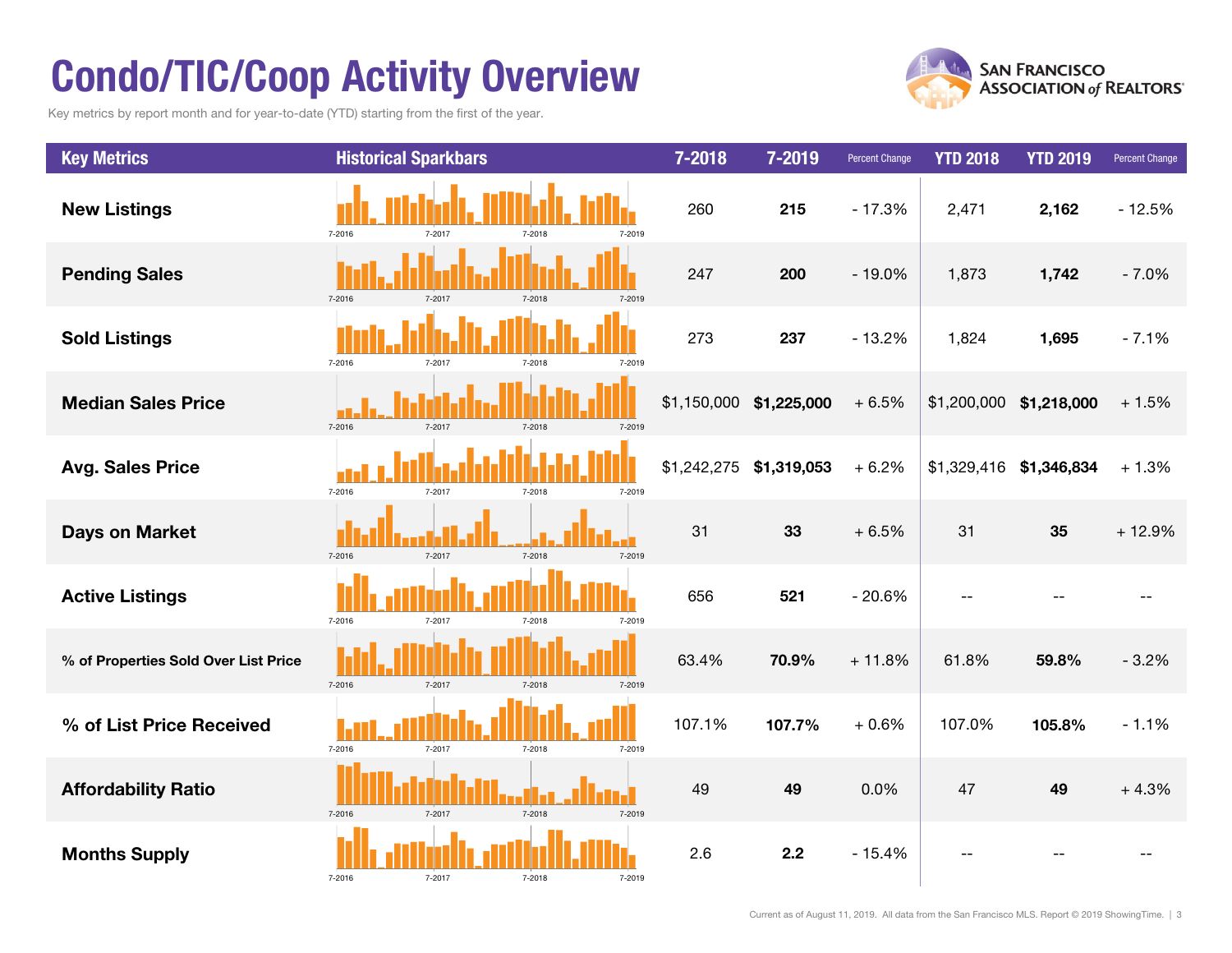# Condo/TIC/Coop Activity Overview

Key metrics by report month and for year-to-date (YTD) starting from the first of the year.

| Key Metrics | Historical Sparkbars | 7-2018 | 7-2019 | Percent Change | YTD 2018 | YTD 2019 | Percent Change |
|---|---|---|---|---|---|---|---|
| New Listings | 7-2016 7-2017 7-2018 7-2019 | 260 | **215** | - 17.3% | 2,471 | **2,162** | - 12.5% |
| Pending Sales | 7-2016 7-2017 7-2018 7-2019 | 247 | **200** | - 19.0% | 1,873 | **1,742** | - 7.0% |
| Sold Listings | 7-2016 7-2017 7-2018 7-2019 | 273 | **237** | - 13.2% | 1,824 | **1,695** | - 7.1% |
| Median Sales Price | 7-2016 7-2017 7-2018 7-2019 | $1,150,000 | **$1,225,000** | + 6.5% | $1,200,000 | **$1,218,000** | + 1.5% |
| Avg. Sales Price | 7-2016 7-2017 7-2018 7-2019 | $1,242,275 | **$1,319,053** | + 6.2% | $1,329,416 | **$1,346,834** | + 1.3% |
| Days on Market | 7-2016 7-2017 7-2018 7-2019 | 31 | **33** | + 6.5% | 31 | **35** | + 12.9% |
| Active Listings | 7-2016 7-2017 7-2018 7-2019 | 656 | **521** | - 20.6% | -- | -- | -- |
| % of Properties Sold Over List Price | 7-2016 7-2017 7-2018 7-2019 | 63.4% | **70.9%** | + 11.8% | 61.8% | **59.8%** | - 3.2% |
| % of List Price Received | 7-2016 7-2017 7-2018 7-2019 | 107.1% | **107.7%** | + 0.6% | 107.0% | **105.8%** | - 1.1% |
| Affordability Ratio | 7-2016 7-2017 7-2018 7-2019 | 49 | **49** | 0.0% | 47 | **49** | + 4.3% |
| Months Supply | 7-2016 7-2017 7-2018 7-2019 | 2.6 | **2.2** | - 15.4% | -- | -- | -- |

Current as of August 11, 2019. All data from the San Francisco MLS. Report © 2019 ShowingTime.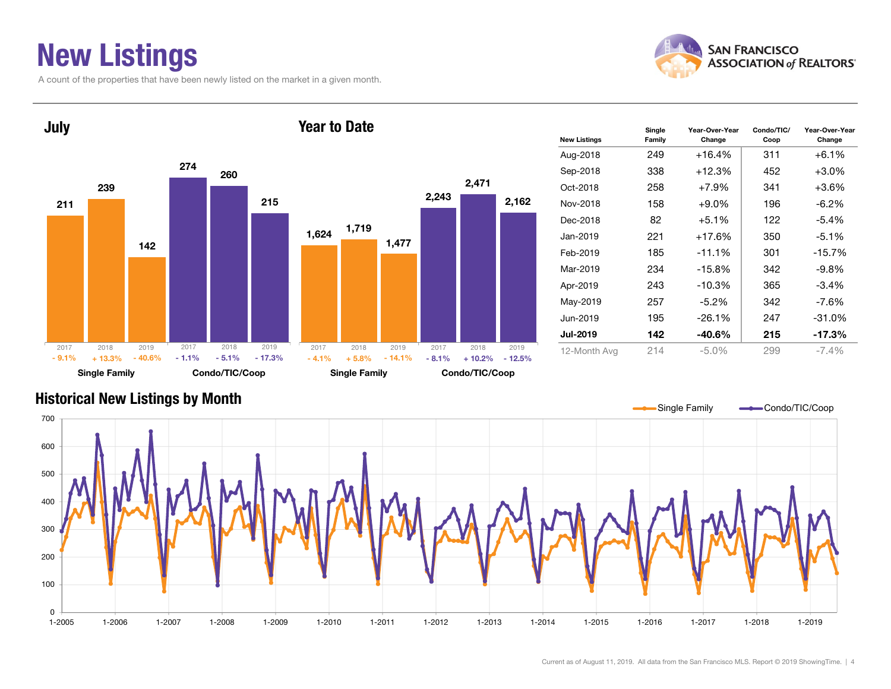# New Listings

A count of the properties that have been newly listed on the market in a given month.

## July

| | 2017 | 2018 | 2019 |
|---|---|---|---|
| Single Family | 211 | 239 | 142 |
| Change | - 9.1% | + 13.3% | - 40.6% |
| Condo/TIC/Coop | 274 | 260 | 215 |
| Change | - 1.1% | - 5.1% | - 17.3% |

## Year to Date

| | 2017 | 2018 | 2019 |
|---|---|---|---|
| Single Family | 1,624 | 1,719 | 1,477 |
| Change | - 4.1% | + 5.8% | - 14.1% |
| Condo/TIC/Coop | 2,243 | 2,471 | 2,162 |
| Change | - 8.1% | + 10.2% | - 12.5% |

| New Listings | Single Family | Year-Over-Year Change | Condo/TIC/ Coop | Year-Over-Year Change |
|---|---|---|---|---|
| Aug-2018 | 249 | +16.4% | 311 | +6.1% |
| Sep-2018 | 338 | +12.3% | 452 | +3.0% |
| Oct-2018 | 258 | +7.9% | 341 | +3.6% |
| Nov-2018 | 158 | +9.0% | 196 | -6.2% |
| Dec-2018 | 82 | +5.1% | 122 | -5.4% |
| Jan-2019 | 221 | +17.6% | 350 | -5.1% |
| Feb-2019 | 185 | -11.1% | 301 | -15.7% |
| Mar-2019 | 234 | -15.8% | 342 | -9.8% |
| Apr-2019 | 243 | -10.3% | 365 | -3.4% |
| May-2019 | 257 | -5.2% | 342 | -7.6% |
| Jun-2019 | 195 | -26.1% | 247 | -31.0% |
| **Jul-2019** | **142** | **-40.6%** | **215** | **-17.3%** |
| 12-Month Avg | 214 | -5.0% | 299 | -7.4% |

## Historical New Listings by Month

Single Family — Condo/TIC/Coop

Current as of August 11, 2019. All data from the San Francisco MLS. Report © 2019 ShowingTime.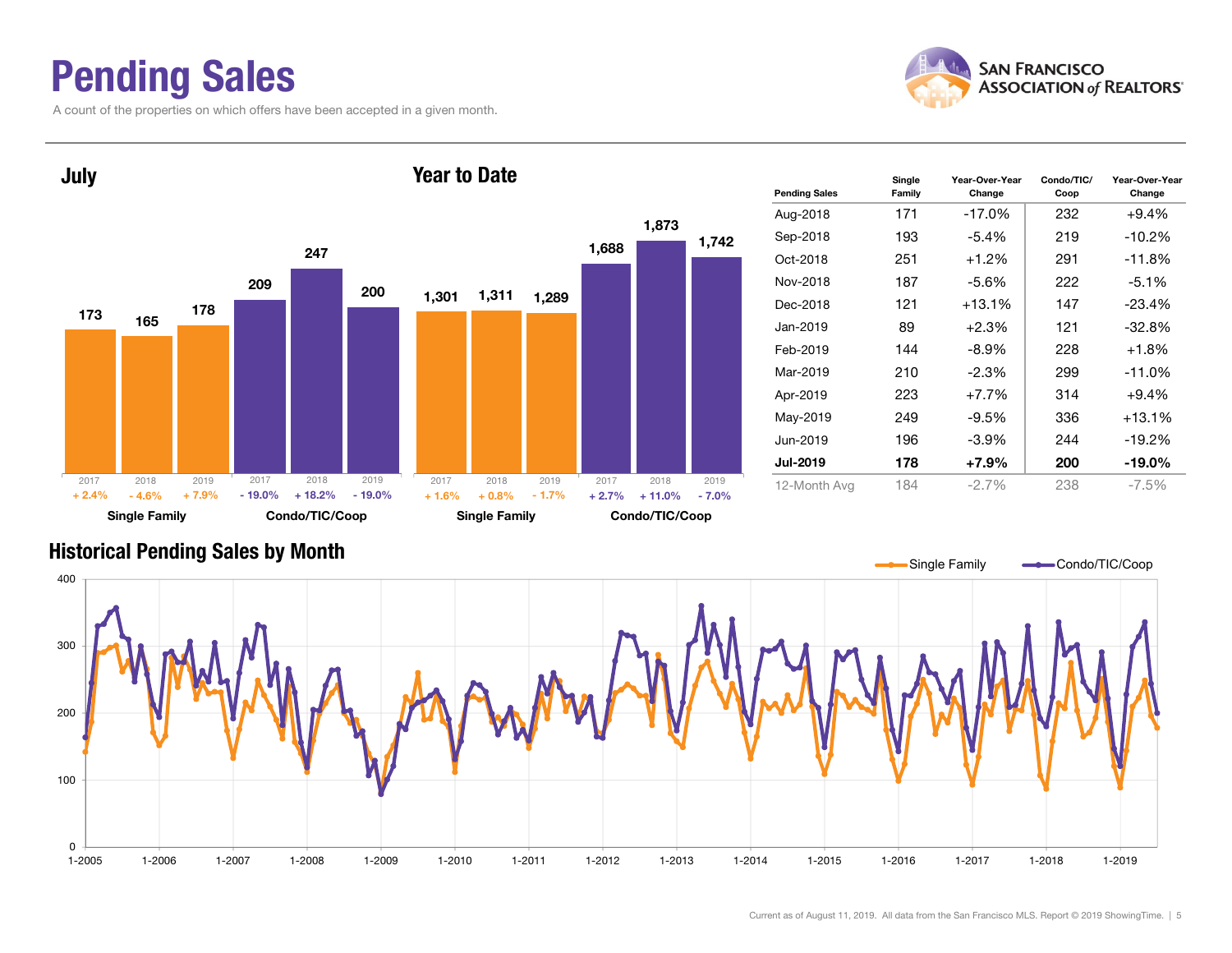# Pending Sales

A count of the properties on which offers have been accepted in a given month.

## July

| | 2017 | 2018 | 2019 |
|---|---|---|---|
| Single Family | 173 | 165 | 178 |
| Change | + 2.4% | - 4.6% | + 7.9% |
| Condo/TIC/Coop | 209 | 247 | 200 |
| Change | - 19.0% | + 18.2% | - 19.0% |

## Year to Date

| | 2017 | 2018 | 2019 |
|---|---|---|---|
| Single Family | 1,301 | 1,311 | 1,289 |
| Change | + 1.6% | + 0.8% | - 1.7% |
| Condo/TIC/Coop | 1,688 | 1,873 | 1,742 |
| Change | + 2.7% | + 11.0% | - 7.0% |

| Pending Sales | Single Family | Year-Over-Year Change | Condo/TIC/ Coop | Year-Over-Year Change |
|---|---|---|---|---|
| Aug-2018 | 171 | -17.0% | 232 | +9.4% |
| Sep-2018 | 193 | -5.4% | 219 | -10.2% |
| Oct-2018 | 251 | +1.2% | 291 | -11.8% |
| Nov-2018 | 187 | -5.6% | 222 | -5.1% |
| Dec-2018 | 121 | +13.1% | 147 | -23.4% |
| Jan-2019 | 89 | +2.3% | 121 | -32.8% |
| Feb-2019 | 144 | -8.9% | 228 | +1.8% |
| Mar-2019 | 210 | -2.3% | 299 | -11.0% |
| Apr-2019 | 223 | +7.7% | 314 | +9.4% |
| May-2019 | 249 | -9.5% | 336 | +13.1% |
| Jun-2019 | 196 | -3.9% | 244 | -19.2% |
| **Jul-2019** | **178** | **+7.9%** | **200** | **-19.0%** |
| 12-Month Avg | 184 | -2.7% | 238 | -7.5% |

## Historical Pending Sales by Month

Single Family / Condo/TIC/Coop

Current as of August 11, 2019. All data from the San Francisco MLS. Report © 2019 ShowingTime.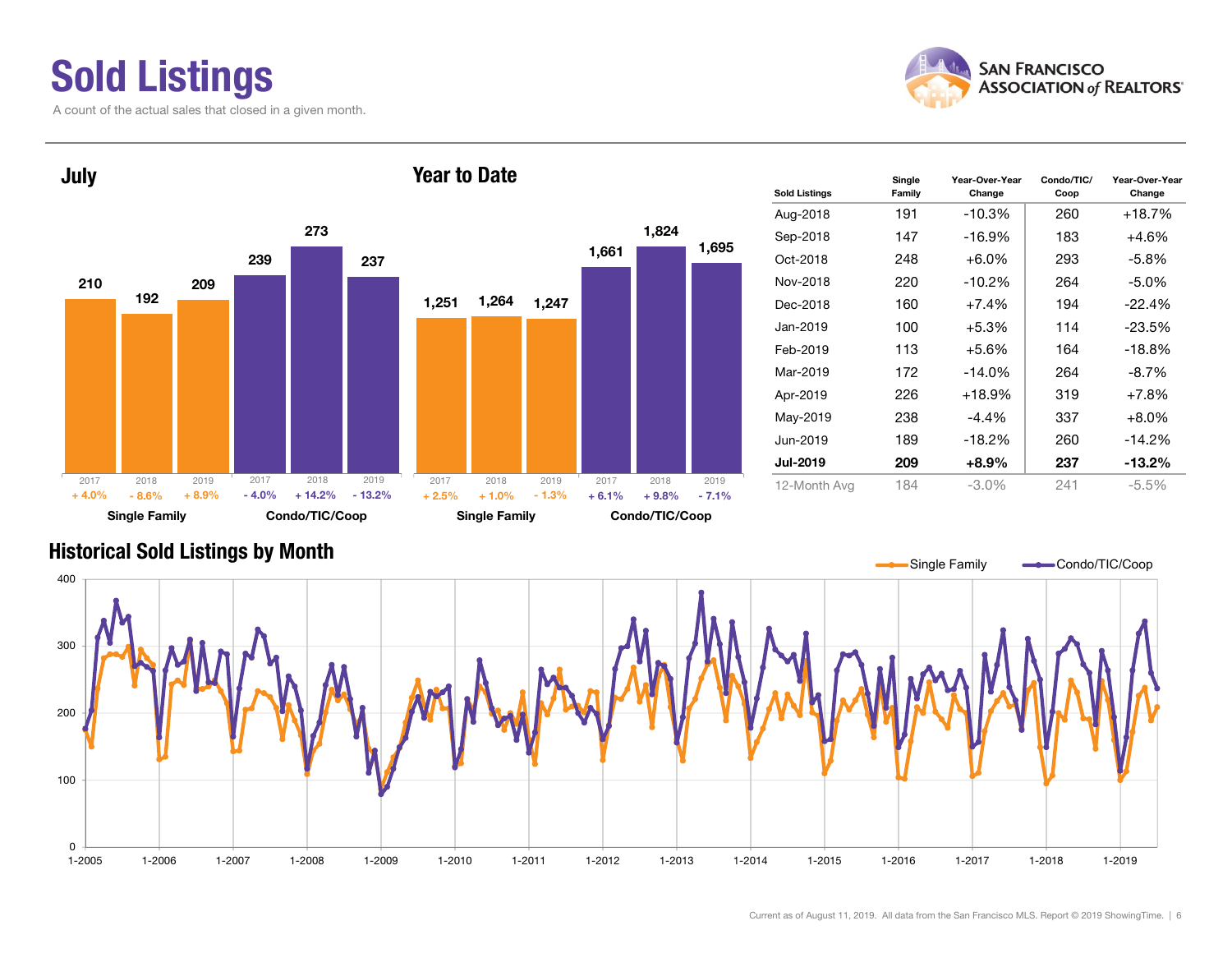# Sold Listings

A count of the actual sales that closed in a given month.

## July

| | 2017 | 2018 | 2019 |
|---|---|---|---|
| Single Family | 210 (+ 4.0%) | 192 (- 8.6%) | 209 (+ 8.9%) |
| Condo/TIC/Coop | 239 (- 4.0%) | 273 (+ 14.2%) | 237 (- 13.2%) |

## Year to Date

| | 2017 | 2018 | 2019 |
|---|---|---|---|
| Single Family | 1,251 (+ 2.5%) | 1,264 (+ 1.0%) | 1,247 (- 1.3%) |
| Condo/TIC/Coop | 1,661 (+ 6.1%) | 1,824 (+ 9.8%) | 1,695 (- 7.1%) |

| Sold Listings | Single Family | Year-Over-Year Change | Condo/TIC/ Coop | Year-Over-Year Change |
|---|---|---|---|---|
| Aug-2018 | 191 | -10.3% | 260 | +18.7% |
| Sep-2018 | 147 | -16.9% | 183 | +4.6% |
| Oct-2018 | 248 | +6.0% | 293 | -5.8% |
| Nov-2018 | 220 | -10.2% | 264 | -5.0% |
| Dec-2018 | 160 | +7.4% | 194 | -22.4% |
| Jan-2019 | 100 | +5.3% | 114 | -23.5% |
| Feb-2019 | 113 | +5.6% | 164 | -18.8% |
| Mar-2019 | 172 | -14.0% | 264 | -8.7% |
| Apr-2019 | 226 | +18.9% | 319 | +7.8% |
| May-2019 | 238 | -4.4% | 337 | +8.0% |
| Jun-2019 | 189 | -18.2% | 260 | -14.2% |
| **Jul-2019** | **209** | **+8.9%** | **237** | **-13.2%** |
| 12-Month Avg | 184 | -3.0% | 241 | -5.5% |

## Historical Sold Listings by Month

Single Family — Condo/TIC/Coop

Current as of August 11, 2019. All data from the San Francisco MLS. Report © 2019 ShowingTime.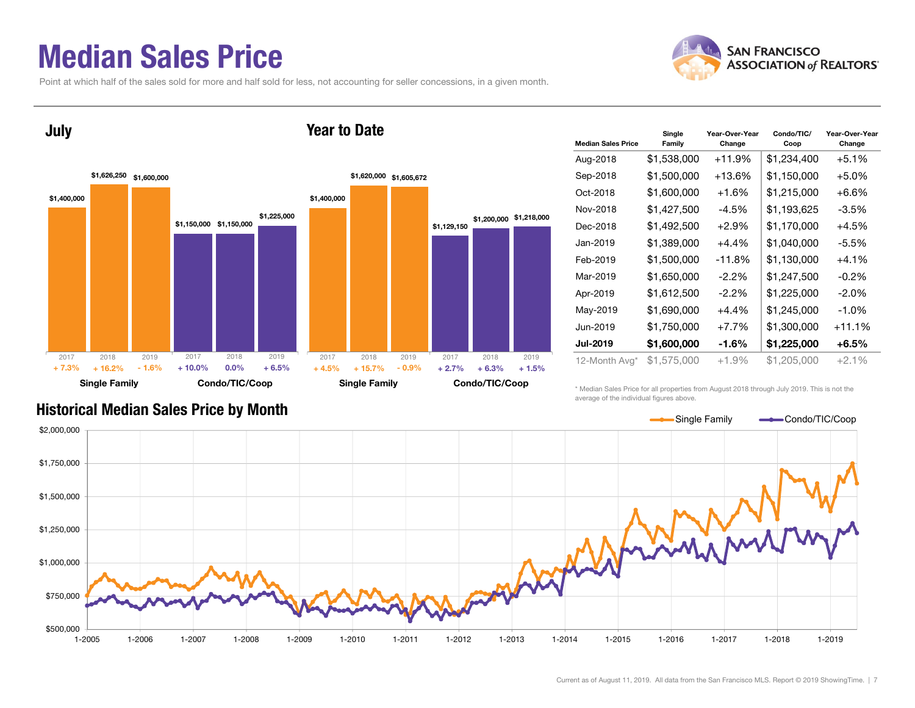# Median Sales Price

Point at which half of the sales sold for more and half sold for less, not accounting for seller concessions, in a given month.

## July

| | 2017 | 2018 | 2019 |
|---|---|---|---|
| Single Family | $1,400,000 (+ 7.3%) | $1,626,250 (+ 16.2%) | $1,600,000 (- 1.6%) |
| Condo/TIC/Coop | $1,150,000 (+ 10.0%) | $1,150,000 (0.0%) | $1,225,000 (+ 6.5%) |

## Year to Date

| | 2017 | 2018 | 2019 |
|---|---|---|---|
| Single Family | $1,400,000 (+ 4.5%) | $1,620,000 (+ 15.7%) | $1,605,672 (- 0.9%) |
| Condo/TIC/Coop | $1,129,150 (+ 2.7%) | $1,200,000 (+ 6.3%) | $1,218,000 (+ 1.5%) |

| Median Sales Price | Single Family | Year-Over-Year Change | Condo/TIC/Coop | Year-Over-Year Change |
|---|---|---|---|---|
| Aug-2018 | $1,538,000 | +11.9% | $1,234,400 | +5.1% |
| Sep-2018 | $1,500,000 | +13.6% | $1,150,000 | +5.0% |
| Oct-2018 | $1,600,000 | +1.6% | $1,215,000 | +6.6% |
| Nov-2018 | $1,427,500 | -4.5% | $1,193,625 | -3.5% |
| Dec-2018 | $1,492,500 | +2.9% | $1,170,000 | +4.5% |
| Jan-2019 | $1,389,000 | +4.4% | $1,040,000 | -5.5% |
| Feb-2019 | $1,500,000 | -11.8% | $1,130,000 | +4.1% |
| Mar-2019 | $1,650,000 | -2.2% | $1,247,500 | -0.2% |
| Apr-2019 | $1,612,500 | -2.2% | $1,225,000 | -2.0% |
| May-2019 | $1,690,000 | +4.4% | $1,245,000 | -1.0% |
| Jun-2019 | $1,750,000 | +7.7% | $1,300,000 | +11.1% |
| **Jul-2019** | **$1,600,000** | **-1.6%** | **$1,225,000** | **+6.5%** |
| 12-Month Avg* | $1,575,000 | +1.9% | $1,205,000 | +2.1% |

\* Median Sales Price for all properties from August 2018 through July 2019. This is not the average of the individual figures above.

## Historical Median Sales Price by Month

Single Family — Condo/TIC/Coop

Current as of August 11, 2019. All data from the San Francisco MLS. Report © 2019 ShowingTime.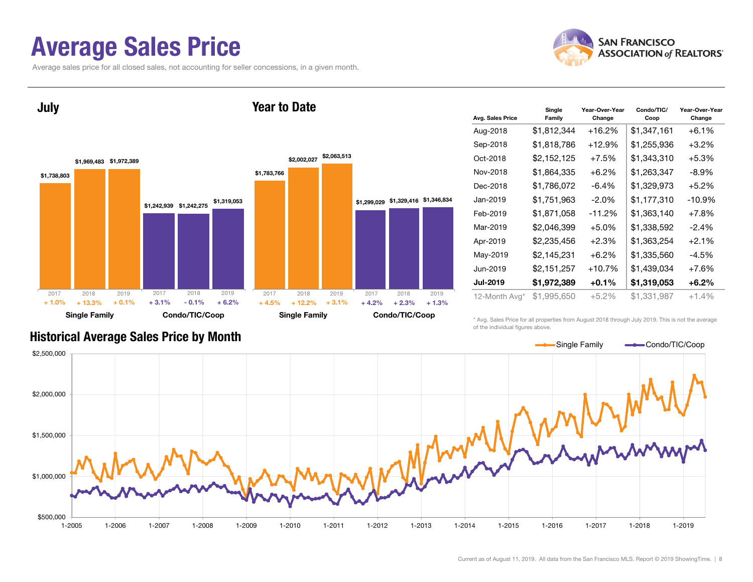# Average Sales Price

Average sales price for all closed sales, not accounting for seller concessions, in a given month.

## July

| | 2017 | 2018 | 2019 |
|---|---|---|---|
| Single Family | $1,738,803 | $1,969,483 | $1,972,389 |
| Change | + 1.0% | + 13.3% | + 0.1% |
| Condo/TIC/Coop | $1,242,939 | $1,242,275 | $1,319,053 |
| Change | + 3.1% | - 0.1% | + 6.2% |

## Year to Date

| | 2017 | 2018 | 2019 |
|---|---|---|---|
| Single Family | $1,783,766 | $2,002,027 | $2,063,513 |
| Change | + 4.5% | + 12.2% | + 3.1% |
| Condo/TIC/Coop | $1,299,029 | $1,329,416 | $1,346,834 |
| Change | + 4.2% | + 2.3% | + 1.3% |

| Avg. Sales Price | Single Family | Year-Over-Year Change | Condo/TIC/ Coop | Year-Over-Year Change |
|---|---|---|---|---|
| Aug-2018 | $1,812,344 | +16.2% | $1,347,161 | +6.1% |
| Sep-2018 | $1,818,786 | +12.9% | $1,255,936 | +3.2% |
| Oct-2018 | $2,152,125 | +7.5% | $1,343,310 | +5.3% |
| Nov-2018 | $1,864,335 | +6.2% | $1,263,347 | -8.9% |
| Dec-2018 | $1,786,072 | -6.4% | $1,329,973 | +5.2% |
| Jan-2019 | $1,751,963 | -2.0% | $1,177,310 | -10.9% |
| Feb-2019 | $1,871,058 | -11.2% | $1,363,140 | +7.8% |
| Mar-2019 | $2,046,399 | +5.0% | $1,338,592 | -2.4% |
| Apr-2019 | $2,235,456 | +2.3% | $1,363,254 | +2.1% |
| May-2019 | $2,145,231 | +6.2% | $1,335,560 | -4.5% |
| Jun-2019 | $2,151,257 | +10.7% | $1,439,034 | +7.6% |
| **Jul-2019** | **$1,972,389** | **+0.1%** | **$1,319,053** | **+6.2%** |
| 12-Month Avg* | $1,995,650 | +5.2% | $1,331,987 | +1.4% |

\* Avg. Sales Price for all properties from August 2018 through July 2019. This is not the average of the individual figures above.

## Historical Average Sales Price by Month

Single Family — Condo/TIC/Coop

Current as of August 11, 2019. All data from the San Francisco MLS. Report © 2019 ShowingTime.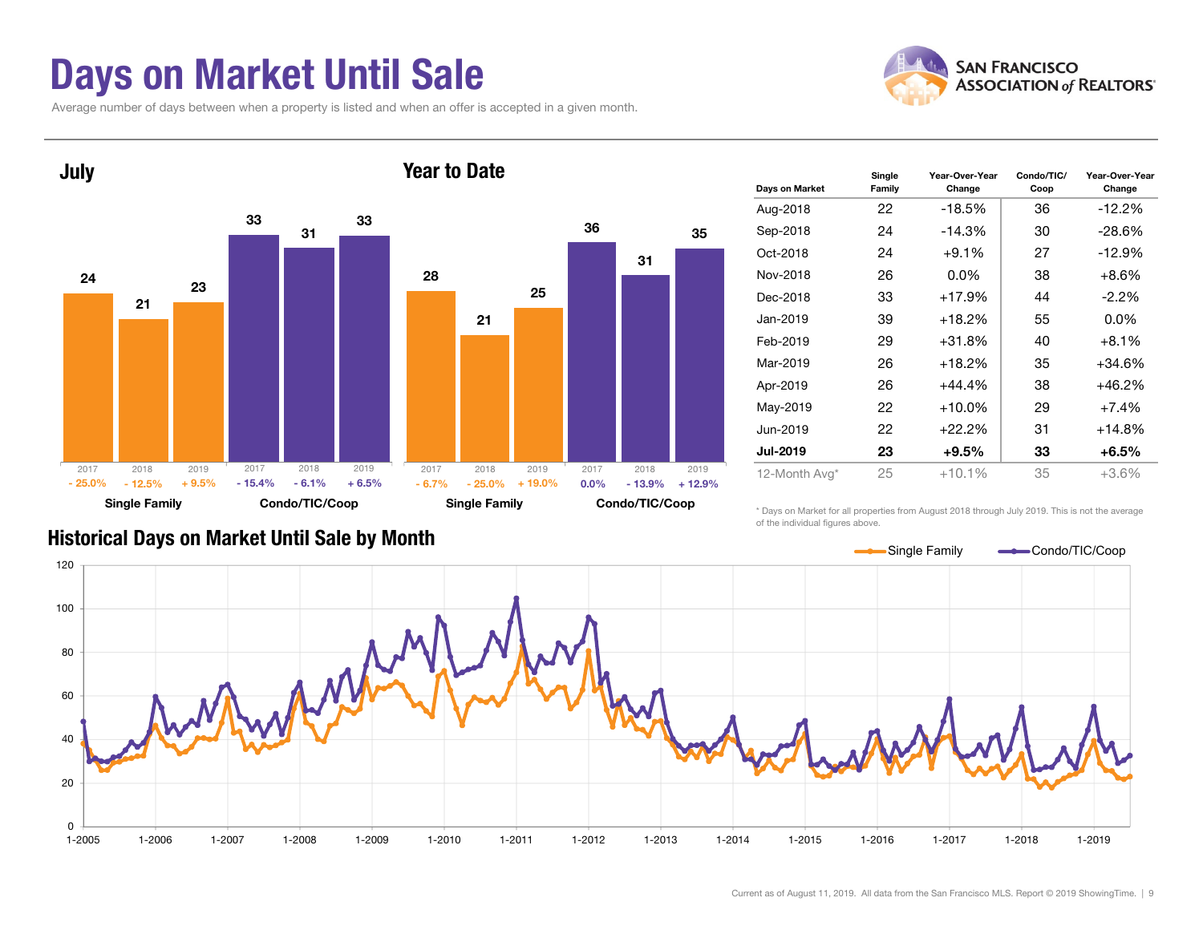# Days on Market Until Sale

Average number of days between when a property is listed and when an offer is accepted in a given month.

## July

| | 2017 | 2018 | 2019 |
|---|---|---|---|
| Single Family | 24 (- 25.0%) | 21 (- 12.5%) | 23 (+ 9.5%) |
| Condo/TIC/Coop | 33 (- 15.4%) | 31 (- 6.1%) | 33 (+ 6.5%) |

## Year to Date

| | 2017 | 2018 | 2019 |
|---|---|---|---|
| Single Family | 28 (- 6.7%) | 21 (- 25.0%) | 25 (+ 19.0%) |
| Condo/TIC/Coop | 36 (0.0%) | 31 (- 13.9%) | 35 (+ 12.9%) |

| Days on Market | Single Family | Year-Over-Year Change | Condo/TIC/ Coop | Year-Over-Year Change |
|---|---|---|---|---|
| Aug-2018 | 22 | -18.5% | 36 | -12.2% |
| Sep-2018 | 24 | -14.3% | 30 | -28.6% |
| Oct-2018 | 24 | +9.1% | 27 | -12.9% |
| Nov-2018 | 26 | 0.0% | 38 | +8.6% |
| Dec-2018 | 33 | +17.9% | 44 | -2.2% |
| Jan-2019 | 39 | +18.2% | 55 | 0.0% |
| Feb-2019 | 29 | +31.8% | 40 | +8.1% |
| Mar-2019 | 26 | +18.2% | 35 | +34.6% |
| Apr-2019 | 26 | +44.4% | 38 | +46.2% |
| May-2019 | 22 | +10.0% | 29 | +7.4% |
| Jun-2019 | 22 | +22.2% | 31 | +14.8% |
| **Jul-2019** | **23** | **+9.5%** | **33** | **+6.5%** |
| 12-Month Avg* | 25 | +10.1% | 35 | +3.6% |

\* Days on Market for all properties from August 2018 through July 2019. This is not the average of the individual figures above.

## Historical Days on Market Until Sale by Month

Single Family / Condo/TIC/Coop (monthly, 1-2005 through 2019; y-axis 0–120)

Current as of August 11, 2019. All data from the San Francisco MLS. Report © 2019 ShowingTime.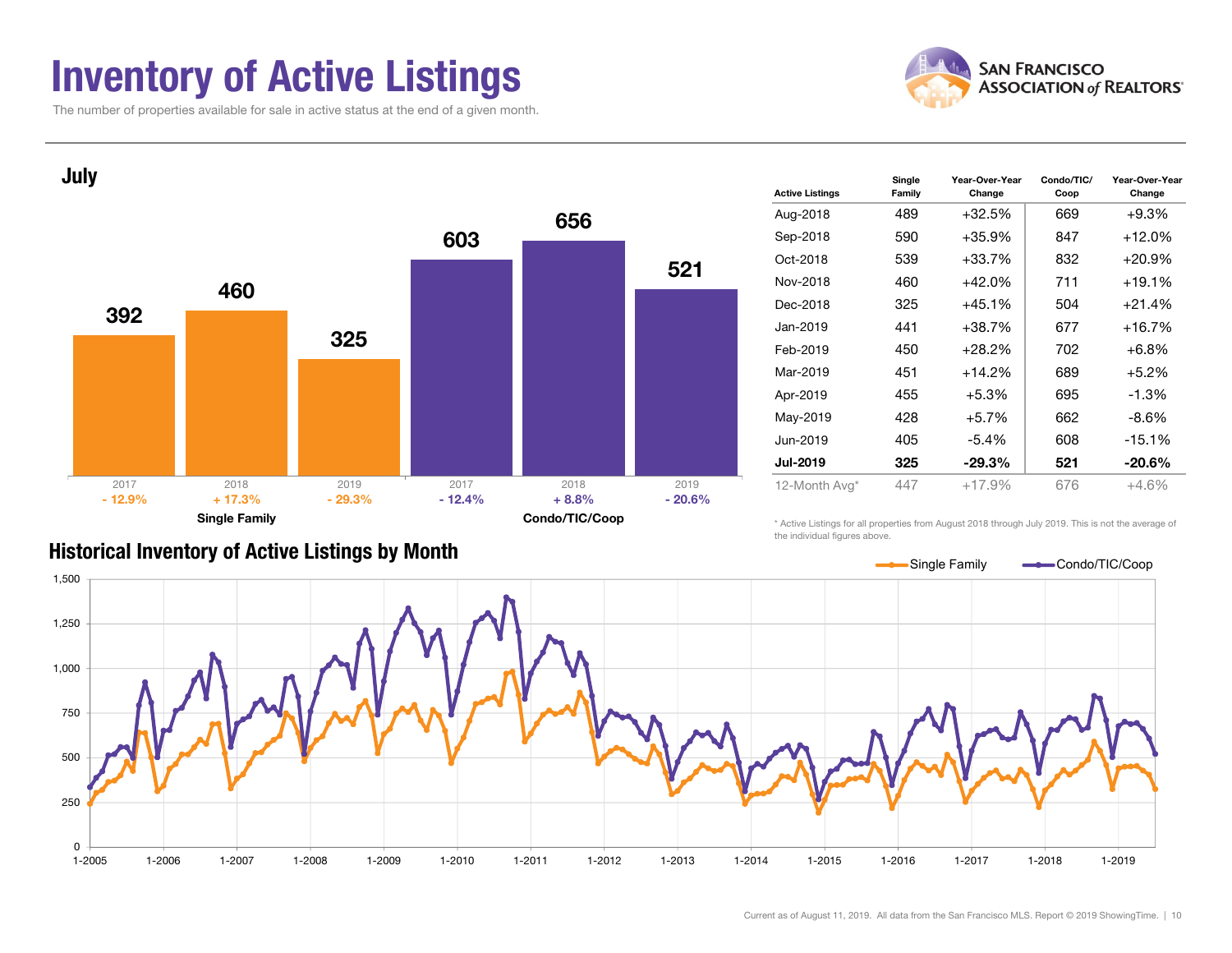# Inventory of Active Listings

The number of properties available for sale in active status at the end of a given month.

## July

| | 2017 | 2018 | 2019 |
|---|---|---|---|
| Single Family | 392 | 460 | 325 |
| Change | - 12.9% | + 17.3% | - 29.3% |
| Condo/TIC/Coop | 603 | 656 | 521 |
| Change | - 12.4% | + 8.8% | - 20.6% |

| Active Listings | Single Family | Year-Over-Year Change | Condo/TIC/ Coop | Year-Over-Year Change |
|---|---|---|---|---|
| Aug-2018 | 489 | +32.5% | 669 | +9.3% |
| Sep-2018 | 590 | +35.9% | 847 | +12.0% |
| Oct-2018 | 539 | +33.7% | 832 | +20.9% |
| Nov-2018 | 460 | +42.0% | 711 | +19.1% |
| Dec-2018 | 325 | +45.1% | 504 | +21.4% |
| Jan-2019 | 441 | +38.7% | 677 | +16.7% |
| Feb-2019 | 450 | +28.2% | 702 | +6.8% |
| Mar-2019 | 451 | +14.2% | 689 | +5.2% |
| Apr-2019 | 455 | +5.3% | 695 | -1.3% |
| May-2019 | 428 | +5.7% | 662 | -8.6% |
| Jun-2019 | 405 | -5.4% | 608 | -15.1% |
| **Jul-2019** | **325** | **-29.3%** | **521** | **-20.6%** |
| 12-Month Avg* | 447 | +17.9% | 676 | +4.6% |

\* Active Listings for all properties from August 2018 through July 2019. This is not the average of the individual figures above.

## Historical Inventory of Active Listings by Month

Single Family — Condo/TIC/Coop

Current as of August 11, 2019. All data from the San Francisco MLS. Report © 2019 ShowingTime.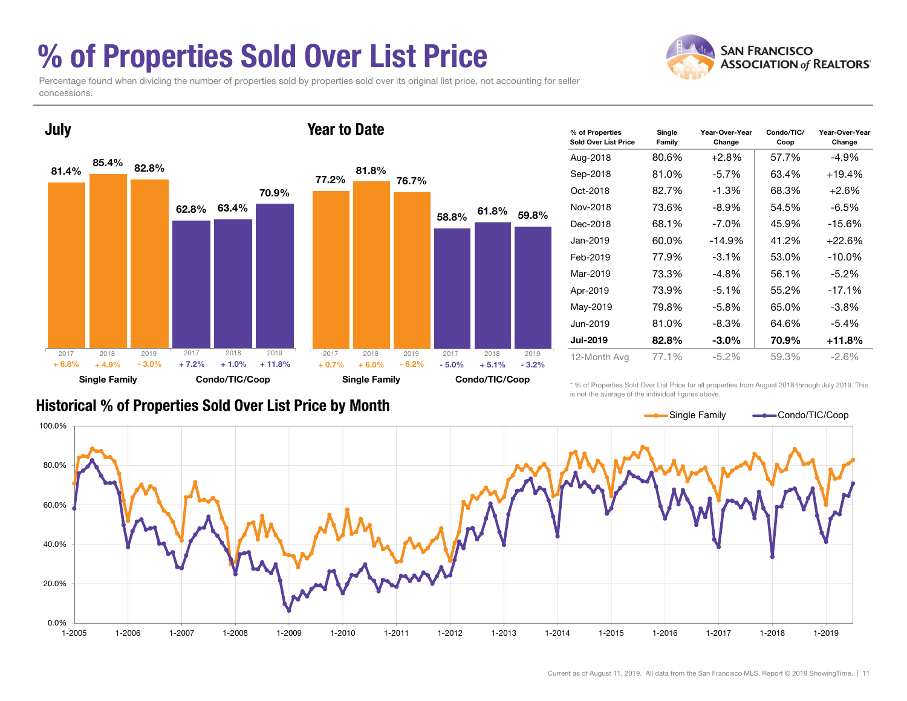# % of Properties Sold Over List Price

Percentage found when dividing the number of properties sold by properties sold over its original list price, not accounting for seller concessions.

## July

| | Single Family | | | Condo/TIC/Coop | | |
|---|---|---|---|---|---|---|
| Year | 2017 | 2018 | 2019 | 2017 | 2018 | 2019 |
| % Sold Over List | 81.4% | 85.4% | 82.8% | 62.8% | 63.4% | 70.9% |
| Change | + 6.8% | + 4.9% | - 3.0% | + 7.2% | + 1.0% | + 11.8% |

## Year to Date

| | Single Family | | | Condo/TIC/Coop | | |
|---|---|---|---|---|---|---|
| Year | 2017 | 2018 | 2019 | 2017 | 2018 | 2019 |
| % Sold Over List | 77.2% | 81.8% | 76.7% | 58.8% | 61.8% | 59.8% |
| Change | + 0.7% | + 6.0% | - 6.2% | - 5.0% | + 5.1% | - 3.2% |

| % of Properties Sold Over List Price | Single Family | Year-Over-Year Change | Condo/TIC/ Coop | Year-Over-Year Change |
|---|---|---|---|---|
| Aug-2018 | 80.6% | +2.8% | 57.7% | -4.9% |
| Sep-2018 | 81.0% | -5.7% | 63.4% | +19.4% |
| Oct-2018 | 82.7% | -1.3% | 68.3% | +2.6% |
| Nov-2018 | 73.6% | -8.9% | 54.5% | -6.5% |
| Dec-2018 | 68.1% | -7.0% | 45.9% | -15.6% |
| Jan-2019 | 60.0% | -14.9% | 41.2% | +22.6% |
| Feb-2019 | 77.9% | -3.1% | 53.0% | -10.0% |
| Mar-2019 | 73.3% | -4.8% | 56.1% | -5.2% |
| Apr-2019 | 73.9% | -5.1% | 55.2% | -17.1% |
| May-2019 | 79.8% | -5.8% | 65.0% | -3.8% |
| Jun-2019 | 81.0% | -8.3% | 64.6% | -5.4% |
| **Jul-2019** | **82.8%** | **-3.0%** | **70.9%** | **+11.8%** |
| 12-Month Avg | 77.1% | -5.2% | 59.3% | -2.6% |

\* % of Properties Sold Over List Price for all properties from August 2018 through July 2019. This is not the average of the individual figures above.

## Historical % of Properties Sold Over List Price by Month

Legend: Single Family, Condo/TIC/Coop

Current as of August 11, 2019. All data from the San Francisco MLS. Report © 2019 ShowingTime.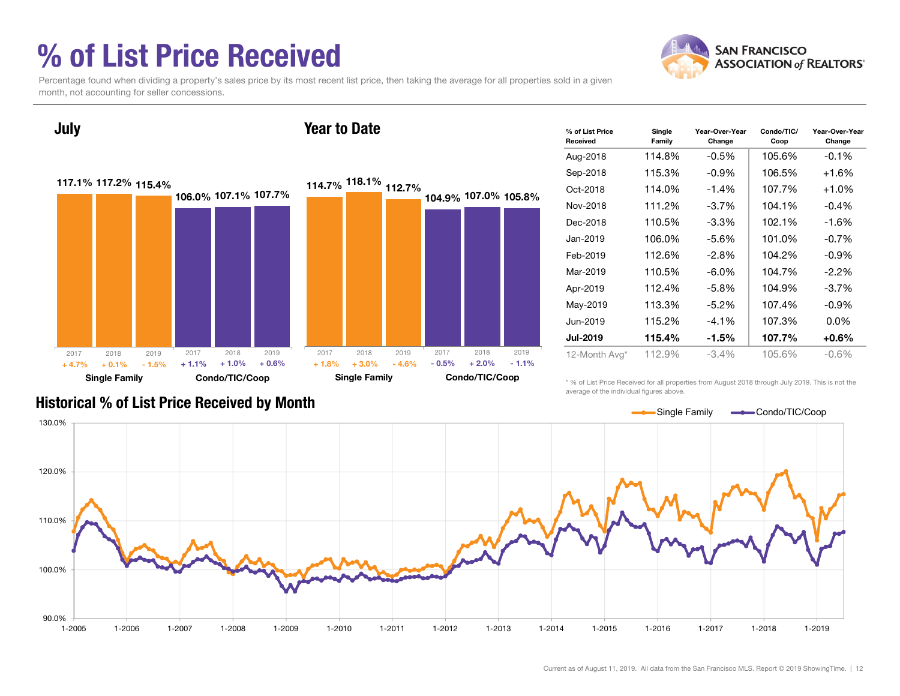# % of List Price Received

Percentage found when dividing a property's sales price by its most recent list price, then taking the average for all properties sold in a given month, not accounting for seller concessions.

## July

| | 2017 | 2018 | 2019 |
|---|---|---|---|
| Single Family | 117.1% (+ 4.7%) | 117.2% (+ 0.1%) | 115.4% (- 1.5%) |
| Condo/TIC/Coop | 106.0% (+ 1.1%) | 107.1% (+ 1.0%) | 107.7% (+ 0.6%) |

## Year to Date

| | 2017 | 2018 | 2019 |
|---|---|---|---|
| Single Family | 114.7% (+ 1.8%) | 118.1% (+ 3.0%) | 112.7% (- 4.6%) |
| Condo/TIC/Coop | 104.9% (- 0.5%) | 107.0% (+ 2.0%) | 105.8% (- 1.1%) |

| % of List Price Received | Single Family | Year-Over-Year Change | Condo/TIC/Coop | Year-Over-Year Change |
|---|---|---|---|---|
| Aug-2018 | 114.8% | -0.5% | 105.6% | -0.1% |
| Sep-2018 | 115.3% | -0.9% | 106.5% | +1.6% |
| Oct-2018 | 114.0% | -1.4% | 107.7% | +1.0% |
| Nov-2018 | 111.2% | -3.7% | 104.1% | -0.4% |
| Dec-2018 | 110.5% | -3.3% | 102.1% | -1.6% |
| Jan-2019 | 106.0% | -5.6% | 101.0% | -0.7% |
| Feb-2019 | 112.6% | -2.8% | 104.2% | -0.9% |
| Mar-2019 | 110.5% | -6.0% | 104.7% | -2.2% |
| Apr-2019 | 112.4% | -5.8% | 104.9% | -3.7% |
| May-2019 | 113.3% | -5.2% | 107.4% | -0.9% |
| Jun-2019 | 115.2% | -4.1% | 107.3% | 0.0% |
| **Jul-2019** | **115.4%** | **-1.5%** | **107.7%** | **+0.6%** |
| 12-Month Avg* | 112.9% | -3.4% | 105.6% | -0.6% |

\* % of List Price Received for all properties from August 2018 through July 2019. This is not the average of the individual figures above.

## Historical % of List Price Received by Month

Single Family — Condo/TIC/Coop

(Line chart, y-axis 90.0% to 130.0%, x-axis 1-2005 to 1-2019)

Current as of August 11, 2019. All data from the San Francisco MLS. Report © 2019 ShowingTime.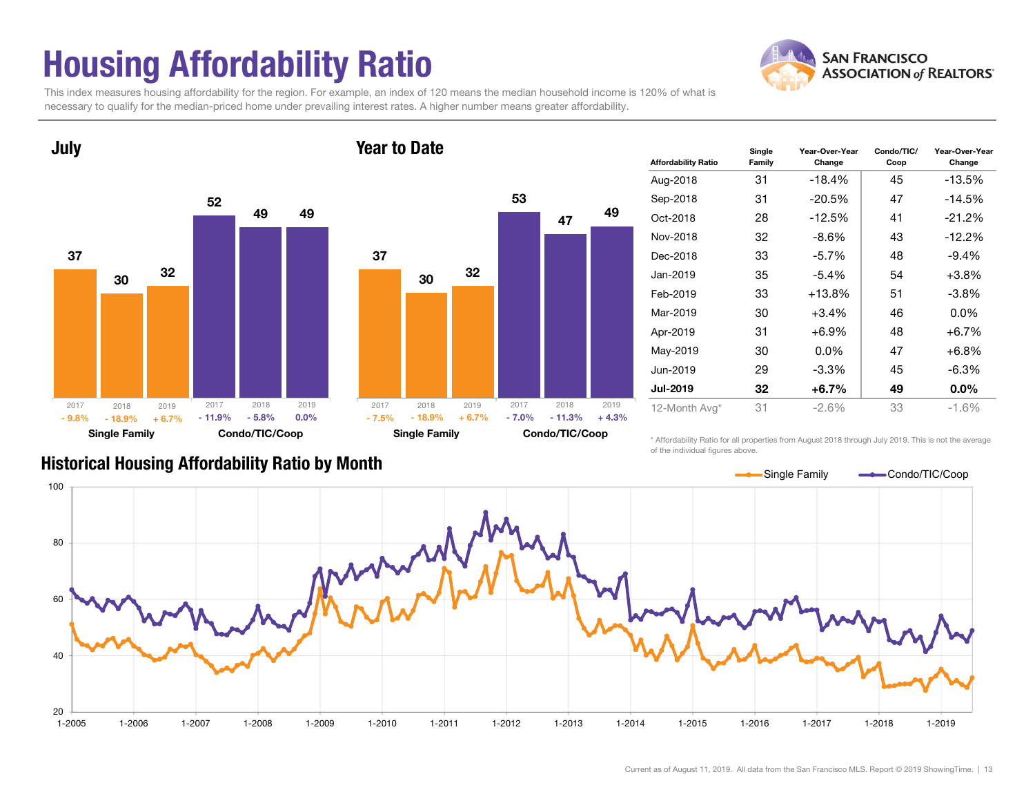# Housing Affordability Ratio

This index measures housing affordability for the region. For example, an index of 120 means the median household income is 120% of what is necessary to qualify for the median-priced home under prevailing interest rates. A higher number means greater affordability.

## July

| | 2017 | 2018 | 2019 |
|---|---|---|---|
| Single Family | 37 | 30 | 32 |
| Change | - 9.8% | - 18.9% | + 6.7% |
| Condo/TIC/Coop | 52 | 49 | 49 |
| Change | - 11.9% | - 5.8% | 0.0% |

## Year to Date

| | 2017 | 2018 | 2019 |
|---|---|---|---|
| Single Family | 37 | 30 | 32 |
| Change | - 7.5% | - 18.9% | + 6.7% |
| Condo/TIC/Coop | 53 | 47 | 49 |
| Change | - 7.0% | - 11.3% | + 4.3% |

| Affordability Ratio | Single Family | Year-Over-Year Change | Condo/TIC/Coop | Year-Over-Year Change |
|---|---|---|---|---|
| Aug-2018 | 31 | -18.4% | 45 | -13.5% |
| Sep-2018 | 31 | -20.5% | 47 | -14.5% |
| Oct-2018 | 28 | -12.5% | 41 | -21.2% |
| Nov-2018 | 32 | -8.6% | 43 | -12.2% |
| Dec-2018 | 33 | -5.7% | 48 | -9.4% |
| Jan-2019 | 35 | -5.4% | 54 | +3.8% |
| Feb-2019 | 33 | +13.8% | 51 | -3.8% |
| Mar-2019 | 30 | +3.4% | 46 | 0.0% |
| Apr-2019 | 31 | +6.9% | 48 | +6.7% |
| May-2019 | 30 | 0.0% | 47 | +6.8% |
| Jun-2019 | 29 | -3.3% | 45 | -6.3% |
| **Jul-2019** | **32** | **+6.7%** | **49** | **0.0%** |
| 12-Month Avg* | 31 | -2.6% | 33 | -1.6% |

\* Affordability Ratio for all properties from August 2018 through July 2019. This is not the average of the individual figures above.

## Historical Housing Affordability Ratio by Month

Single Family — Condo/TIC/Coop

Current as of August 11, 2019. All data from the San Francisco MLS. Report © 2019 ShowingTime.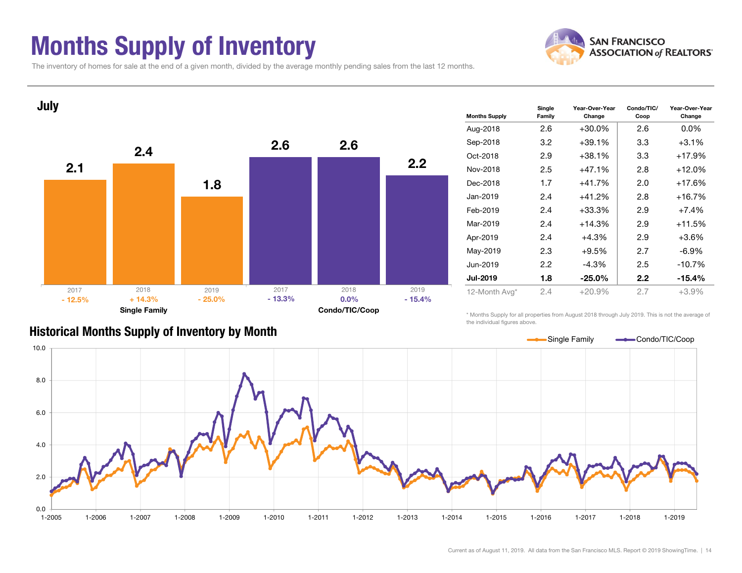# Months Supply of Inventory

The inventory of homes for sale at the end of a given month, divided by the average monthly pending sales from the last 12 months.

## July

| | 2017 | 2018 | 2019 |
|---|---|---|---|
| Single Family | 2.1 | 2.4 | 1.8 |
| Change | - 12.5% | + 14.3% | - 25.0% |
| Condo/TIC/Coop | 2.6 | 2.6 | 2.2 |
| Change | - 13.3% | 0.0% | - 15.4% |

| Months Supply | Single Family | Year-Over-Year Change | Condo/TIC/ Coop | Year-Over-Year Change |
|---|---|---|---|---|
| Aug-2018 | 2.6 | +30.0% | 2.6 | 0.0% |
| Sep-2018 | 3.2 | +39.1% | 3.3 | +3.1% |
| Oct-2018 | 2.9 | +38.1% | 3.3 | +17.9% |
| Nov-2018 | 2.5 | +47.1% | 2.8 | +12.0% |
| Dec-2018 | 1.7 | +41.7% | 2.0 | +17.6% |
| Jan-2019 | 2.4 | +41.2% | 2.8 | +16.7% |
| Feb-2019 | 2.4 | +33.3% | 2.9 | +7.4% |
| Mar-2019 | 2.4 | +14.3% | 2.9 | +11.5% |
| Apr-2019 | 2.4 | +4.3% | 2.9 | +3.6% |
| May-2019 | 2.3 | +9.5% | 2.7 | -6.9% |
| Jun-2019 | 2.2 | -4.3% | 2.5 | -10.7% |
| **Jul-2019** | **1.8** | **-25.0%** | **2.2** | **-15.4%** |
| 12-Month Avg* | 2.4 | +20.9% | 2.7 | +3.9% |

\* Months Supply for all properties from August 2018 through July 2019. This is not the average of the individual figures above.

## Historical Months Supply of Inventory by Month

Single Family — Condo/TIC/Coop

Current as of August 11, 2019. All data from the San Francisco MLS. Report © 2019 ShowingTime.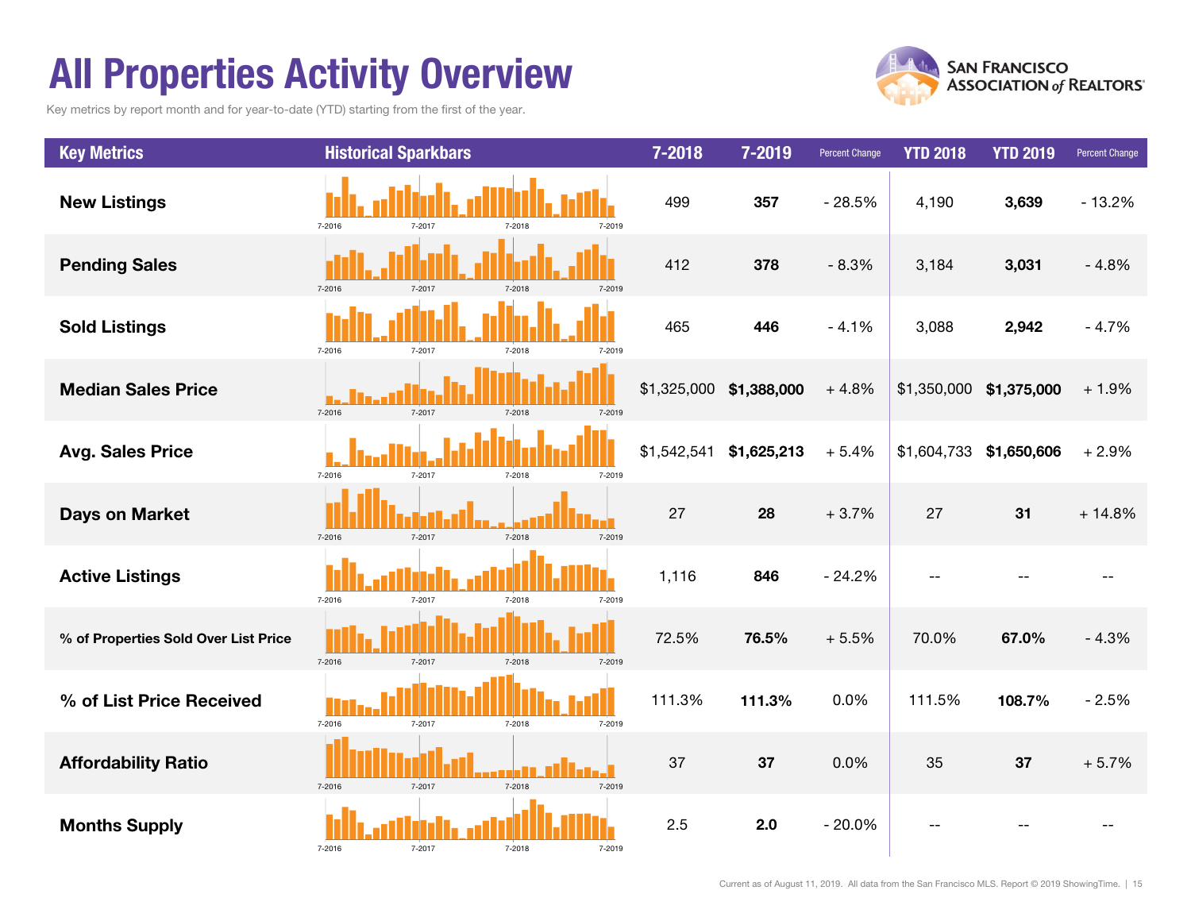# All Properties Activity Overview

Key metrics by report month and for year-to-date (YTD) starting from the first of the year.

| Key Metrics | Historical Sparkbars | 7-2018 | 7-2019 | Percent Change | YTD 2018 | YTD 2019 | Percent Change |
|---|---|---|---|---|---|---|---|
| New Listings | 7-2016 7-2017 7-2018 7-2019 | 499 | **357** | - 28.5% | 4,190 | **3,639** | - 13.2% |
| Pending Sales | 7-2016 7-2017 7-2018 7-2019 | 412 | **378** | - 8.3% | 3,184 | **3,031** | - 4.8% |
| Sold Listings | 7-2016 7-2017 7-2018 7-2019 | 465 | **446** | - 4.1% | 3,088 | **2,942** | - 4.7% |
| Median Sales Price | 7-2016 7-2017 7-2018 7-2019 | $1,325,000 | **$1,388,000** | + 4.8% | $1,350,000 | **$1,375,000** | + 1.9% |
| Avg. Sales Price | 7-2016 7-2017 7-2018 7-2019 | $1,542,541 | **$1,625,213** | + 5.4% | $1,604,733 | **$1,650,606** | + 2.9% |
| Days on Market | 7-2016 7-2017 7-2018 7-2019 | 27 | **28** | + 3.7% | 27 | **31** | + 14.8% |
| Active Listings | 7-2016 7-2017 7-2018 7-2019 | 1,116 | **846** | - 24.2% | -- | -- | -- |
| % of Properties Sold Over List Price | 7-2016 7-2017 7-2018 7-2019 | 72.5% | **76.5%** | + 5.5% | 70.0% | **67.0%** | - 4.3% |
| % of List Price Received | 7-2016 7-2017 7-2018 7-2019 | 111.3% | **111.3%** | 0.0% | 111.5% | **108.7%** | - 2.5% |
| Affordability Ratio | 7-2016 7-2017 7-2018 7-2019 | 37 | **37** | 0.0% | 35 | **37** | + 5.7% |
| Months Supply | 7-2016 7-2017 7-2018 7-2019 | 2.5 | **2.0** | - 20.0% | -- | -- | -- |

Current as of August 11, 2019. All data from the San Francisco MLS. Report © 2019 ShowingTime.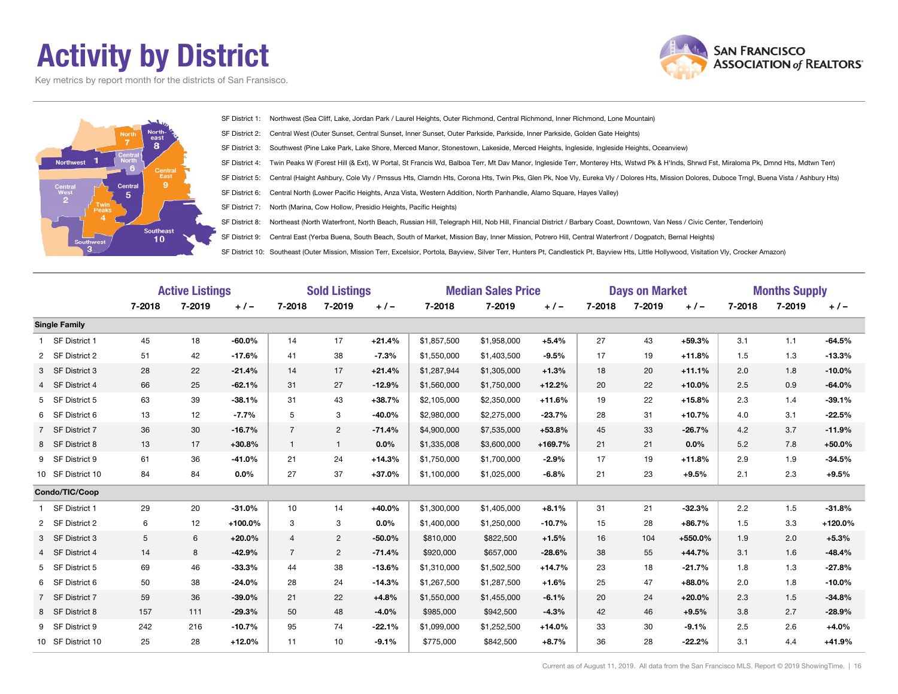# Activity by District

Key metrics by report month for the districts of San Fransisco.

SAN FRANCISCO ASSOCIATION of REALTORS®

Northwest 1
Central West 2
Southwest 3
Twin Peaks 4
Central 5
Central North 6
North 7
North-east 8
Central East 9
Southeast 10

SF District 1: Northwest (Sea Cliff, Lake, Jordan Park / Laurel Heights, Outer Richmond, Central Richmond, Inner Richmond, Lone Mountain)

SF District 2: Central West (Outer Sunset, Central Sunset, Inner Sunset, Outer Parkside, Parkside, Inner Parkside, Golden Gate Heights)

SF District 3: Southwest (Pine Lake Park, Lake Shore, Merced Manor, Stonestown, Lakeside, Merced Heights, Ingleside, Ingleside Heights, Oceanview)

SF District 4: Twin Peaks W (Forest Hill (& Ext), W Portal, St Francis Wd, Balboa Terr, Mt Dav Manor, Ingleside Terr, Monterey Hts, Wstwd Pk & H'lnds, Shrwd Fst, Miraloma Pk, Dmnd Hts, Mdtwn Terr)

SF District 5: Central (Haight Ashbury, Cole Vly / Prnssus Hts, Clarndn Hts, Corona Hts, Twin Pks, Glen Pk, Noe Vly, Eureka Vly / Dolores Hts, Mission Dolores, Duboce Trngl, Buena Vista / Ashbury Hts)

SF District 6: Central North (Lower Pacific Heights, Anza Vista, Western Addition, North Panhandle, Alamo Square, Hayes Valley)

SF District 7: North (Marina, Cow Hollow, Presidio Heights, Pacific Heights)

SF District 8: Northeast (North Waterfront, North Beach, Russian Hill, Telegraph Hill, Nob Hill, Financial District / Barbary Coast, Downtown, Van Ness / Civic Center, Tenderloin)

SF District 9: Central East (Yerba Buena, South Beach, South of Market, Mission Bay, Inner Mission, Potrero Hill, Central Waterfront / Dogpatch, Bernal Heights)

SF District 10: Southeast (Outer Mission, Mission Terr, Excelsior, Portola, Bayview, Silver Terr, Hunters Pt, Candlestick Pt, Bayview Hts, Little Hollywood, Visitation Vly, Crocker Amazon)

| | | Active Listings | | | Sold Listings | | | Median Sales Price | | | Days on Market | | | Months Supply | | |
|---|---|---|---|---|---|---|---|---|---|---|---|---|---|---|---|---|
| | | 7-2018 | 7-2019 | + / – | 7-2018 | 7-2019 | + / – | 7-2018 | 7-2019 | + / – | 7-2018 | 7-2019 | + / – | 7-2018 | 7-2019 | + / – |
| **Single Family** | | | | | | | | | | | | | | | | |
| 1 | SF District 1 | 45 | 18 | **-60.0%** | 14 | 17 | **+21.4%** | $1,857,500 | $1,958,000 | **+5.4%** | 27 | 43 | **+59.3%** | 3.1 | 1.1 | **-64.5%** |
| 2 | SF District 2 | 51 | 42 | **-17.6%** | 41 | 38 | **-7.3%** | $1,550,000 | $1,403,500 | **-9.5%** | 17 | 19 | **+11.8%** | 1.5 | 1.3 | **-13.3%** |
| 3 | SF District 3 | 28 | 22 | **-21.4%** | 14 | 17 | **+21.4%** | $1,287,944 | $1,305,000 | **+1.3%** | 18 | 20 | **+11.1%** | 2.0 | 1.8 | **-10.0%** |
| 4 | SF District 4 | 66 | 25 | **-62.1%** | 31 | 27 | **-12.9%** | $1,560,000 | $1,750,000 | **+12.2%** | 20 | 22 | **+10.0%** | 2.5 | 0.9 | **-64.0%** |
| 5 | SF District 5 | 63 | 39 | **-38.1%** | 31 | 43 | **+38.7%** | $2,105,000 | $2,350,000 | **+11.6%** | 19 | 22 | **+15.8%** | 2.3 | 1.4 | **-39.1%** |
| 6 | SF District 6 | 13 | 12 | **-7.7%** | 5 | 3 | **-40.0%** | $2,980,000 | $2,275,000 | **-23.7%** | 28 | 31 | **+10.7%** | 4.0 | 3.1 | **-22.5%** |
| 7 | SF District 7 | 36 | 30 | **-16.7%** | 7 | 2 | **-71.4%** | $4,900,000 | $7,535,000 | **+53.8%** | 45 | 33 | **-26.7%** | 4.2 | 3.7 | **-11.9%** |
| 8 | SF District 8 | 13 | 17 | **+30.8%** | 1 | 1 | **0.0%** | $1,335,008 | $3,600,000 | **+169.7%** | 21 | 21 | **0.0%** | 5.2 | 7.8 | **+50.0%** |
| 9 | SF District 9 | 61 | 36 | **-41.0%** | 21 | 24 | **+14.3%** | $1,750,000 | $1,700,000 | **-2.9%** | 17 | 19 | **+11.8%** | 2.9 | 1.9 | **-34.5%** |
| 10 | SF District 10 | 84 | 84 | **0.0%** | 27 | 37 | **+37.0%** | $1,100,000 | $1,025,000 | **-6.8%** | 21 | 23 | **+9.5%** | 2.1 | 2.3 | **+9.5%** |
| **Condo/TIC/Coop** | | | | | | | | | | | | | | | | |
| 1 | SF District 1 | 29 | 20 | **-31.0%** | 10 | 14 | **+40.0%** | $1,300,000 | $1,405,000 | **+8.1%** | 31 | 21 | **-32.3%** | 2.2 | 1.5 | **-31.8%** |
| 2 | SF District 2 | 6 | 12 | **+100.0%** | 3 | 3 | **0.0%** | $1,400,000 | $1,250,000 | **-10.7%** | 15 | 28 | **+86.7%** | 1.5 | 3.3 | **+120.0%** |
| 3 | SF District 3 | 5 | 6 | **+20.0%** | 4 | 2 | **-50.0%** | $810,000 | $822,500 | **+1.5%** | 16 | 104 | **+550.0%** | 1.9 | 2.0 | **+5.3%** |
| 4 | SF District 4 | 14 | 8 | **-42.9%** | 7 | 2 | **-71.4%** | $920,000 | $657,000 | **-28.6%** | 38 | 55 | **+44.7%** | 3.1 | 1.6 | **-48.4%** |
| 5 | SF District 5 | 69 | 46 | **-33.3%** | 44 | 38 | **-13.6%** | $1,310,000 | $1,502,500 | **+14.7%** | 23 | 18 | **-21.7%** | 1.8 | 1.3 | **-27.8%** |
| 6 | SF District 6 | 50 | 38 | **-24.0%** | 28 | 24 | **-14.3%** | $1,267,500 | $1,287,500 | **+1.6%** | 25 | 47 | **+88.0%** | 2.0 | 1.8 | **-10.0%** |
| 7 | SF District 7 | 59 | 36 | **-39.0%** | 21 | 22 | **+4.8%** | $1,550,000 | $1,455,000 | **-6.1%** | 20 | 24 | **+20.0%** | 2.3 | 1.5 | **-34.8%** |
| 8 | SF District 8 | 157 | 111 | **-29.3%** | 50 | 48 | **-4.0%** | $985,000 | $942,500 | **-4.3%** | 42 | 46 | **+9.5%** | 3.8 | 2.7 | **-28.9%** |
| 9 | SF District 9 | 242 | 216 | **-10.7%** | 95 | 74 | **-22.1%** | $1,099,000 | $1,252,500 | **+14.0%** | 33 | 30 | **-9.1%** | 2.5 | 2.6 | **+4.0%** |
| 10 | SF District 10 | 25 | 28 | **+12.0%** | 11 | 10 | **-9.1%** | $775,000 | $842,500 | **+8.7%** | 36 | 28 | **-22.2%** | 3.1 | 4.4 | **+41.9%** |

Current as of August 11, 2019. All data from the San Francisco MLS. Report © 2019 ShowingTime.